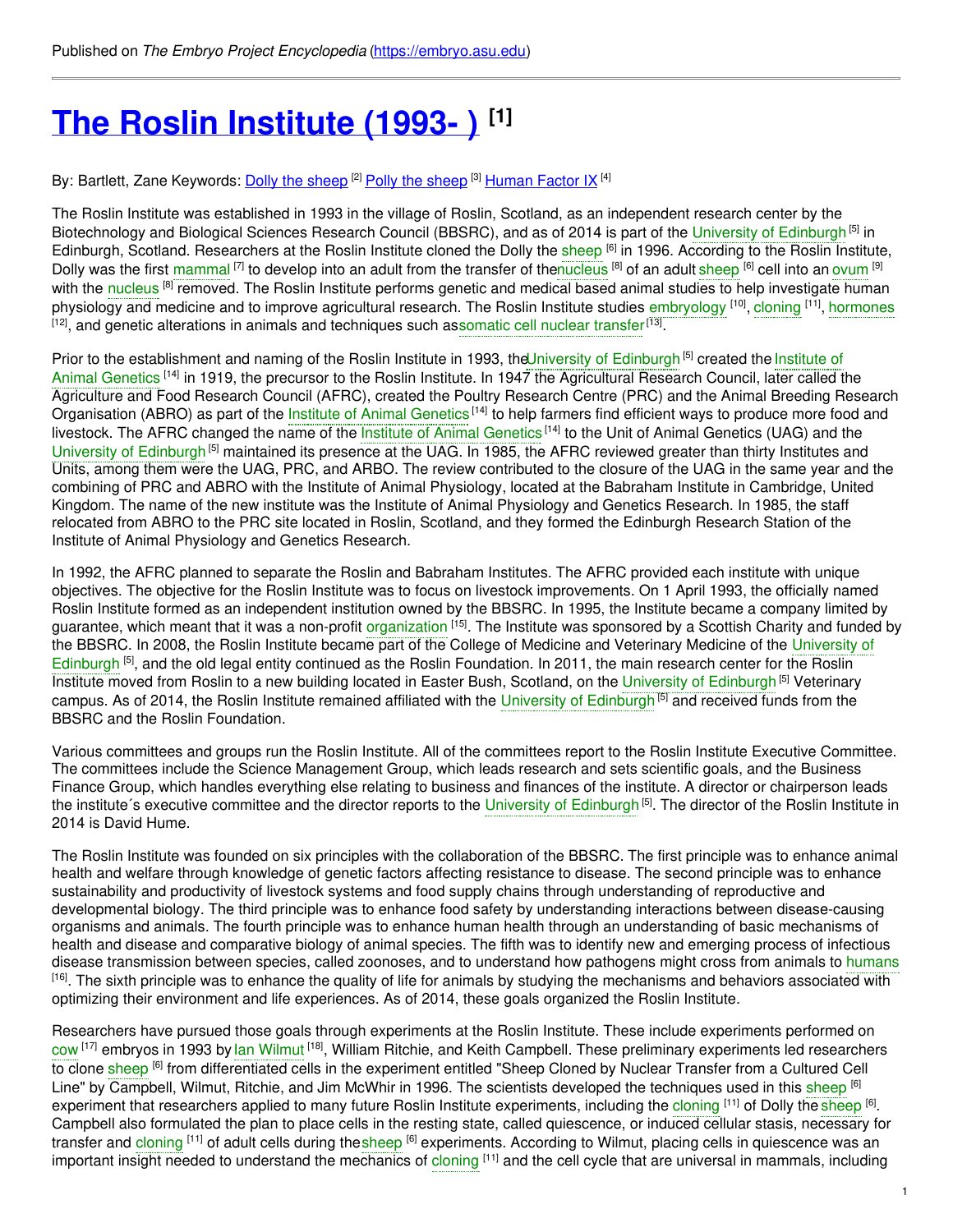Published on *The Embryo Project Encyclopedia* (https://embryo.asu.edu)

# The Roslin Institute (1993- ) [1]

By: Bartlett, Zane Keywords: Dolly the sheep [2] Polly the sheep [3] Human Factor IX [4]

The Roslin Institute was established in 1993 in the village of Roslin, Scotland, as an independent research center by the Biotechnology and Biological Sciences Research Council (BBSRC), and as of 2014 is part of the University of Edinburgh [5] in Edinburgh, Scotland. Researchers at the Roslin Institute cloned the Dolly the sheep [6] in 1996. According to the Roslin Institute, Dolly was the first mammal [7] to develop into an adult from the transfer of thenucleus [8] of an adult sheep [6] cell into an ovum [9] with the nucleus [8] removed. The Roslin Institute performs genetic and medical based animal studies to help investigate human physiology and medicine and to improve agricultural research. The Roslin Institute studies embryology [10], cloning [11], hormones [12], and genetic alterations in animals and techniques such assomatic cell nuclear transfer [13].

Prior to the establishment and naming of the Roslin Institute in 1993, theUniversity of Edinburgh [5] created the Institute of Animal Genetics [14] in 1919, the precursor to the Roslin Institute. In 1947 the Agricultural Research Council, later called the Agriculture and Food Research Council (AFRC), created the Poultry Research Centre (PRC) and the Animal Breeding Research Organisation (ABRO) as part of the Institute of Animal Genetics [14] to help farmers find efficient ways to produce more food and livestock. The AFRC changed the name of the Institute of Animal Genetics [14] to the Unit of Animal Genetics (UAG) and the University of Edinburgh [5] maintained its presence at the UAG. In 1985, the AFRC reviewed greater than thirty Institutes and Units, among them were the UAG, PRC, and ARBO. The review contributed to the closure of the UAG in the same year and the combining of PRC and ABRO with the Institute of Animal Physiology, located at the Babraham Institute in Cambridge, United Kingdom. The name of the new institute was the Institute of Animal Physiology and Genetics Research. In 1985, the staff relocated from ABRO to the PRC site located in Roslin, Scotland, and they formed the Edinburgh Research Station of the Institute of Animal Physiology and Genetics Research.

In 1992, the AFRC planned to separate the Roslin and Babraham Institutes. The AFRC provided each institute with unique objectives. The objective for the Roslin Institute was to focus on livestock improvements. On 1 April 1993, the officially named Roslin Institute formed as an independent institution owned by the BBSRC. In 1995, the Institute became a company limited by guarantee, which meant that it was a non-profit organization [15]. The Institute was sponsored by a Scottish Charity and funded by the BBSRC. In 2008, the Roslin Institute became part of the College of Medicine and Veterinary Medicine of the University of Edinburgh [5], and the old legal entity continued as the Roslin Foundation. In 2011, the main research center for the Roslin Institute moved from Roslin to a new building located in Easter Bush, Scotland, on the University of Edinburgh [5] Veterinary campus. As of 2014, the Roslin Institute remained affiliated with the University of Edinburgh [5] and received funds from the BBSRC and the Roslin Foundation.

Various committees and groups run the Roslin Institute. All of the committees report to the Roslin Institute Executive Committee. The committees include the Science Management Group, which leads research and sets scientific goals, and the Business Finance Group, which handles everything else relating to business and finances of the institute. A director or chairperson leads the institute´s executive committee and the director reports to the University of Edinburgh [5]. The director of the Roslin Institute in 2014 is David Hume.

The Roslin Institute was founded on six principles with the collaboration of the BBSRC. The first principle was to enhance animal health and welfare through knowledge of genetic factors affecting resistance to disease. The second principle was to enhance sustainability and productivity of livestock systems and food supply chains through understanding of reproductive and developmental biology. The third principle was to enhance food safety by understanding interactions between disease-causing organisms and animals. The fourth principle was to enhance human health through an understanding of basic mechanisms of health and disease and comparative biology of animal species. The fifth was to identify new and emerging process of infectious disease transmission between species, called zoonoses, and to understand how pathogens might cross from animals to humans [16]. The sixth principle was to enhance the quality of life for animals by studying the mechanisms and behaviors associated with optimizing their environment and life experiences. As of 2014, these goals organized the Roslin Institute.

Researchers have pursued those goals through experiments at the Roslin Institute. These include experiments performed on cow [17] embryos in 1993 by Ian Wilmut [18], William Ritchie, and Keith Campbell. These preliminary experiments led researchers to clone sheep [6] from differentiated cells in the experiment entitled "Sheep Cloned by Nuclear Transfer from a Cultured Cell Line" by Campbell, Wilmut, Ritchie, and Jim McWhir in 1996. The scientists developed the techniques used in this sheep [6] experiment that researchers applied to many future Roslin Institute experiments, including the cloning [11] of Dolly the sheep [6]. Campbell also formulated the plan to place cells in the resting state, called quiescence, or induced cellular stasis, necessary for transfer and cloning [11] of adult cells during thesheep [6] experiments. According to Wilmut, placing cells in quiescence was an important insight needed to understand the mechanics of cloning [11] and the cell cycle that are universal in mammals, including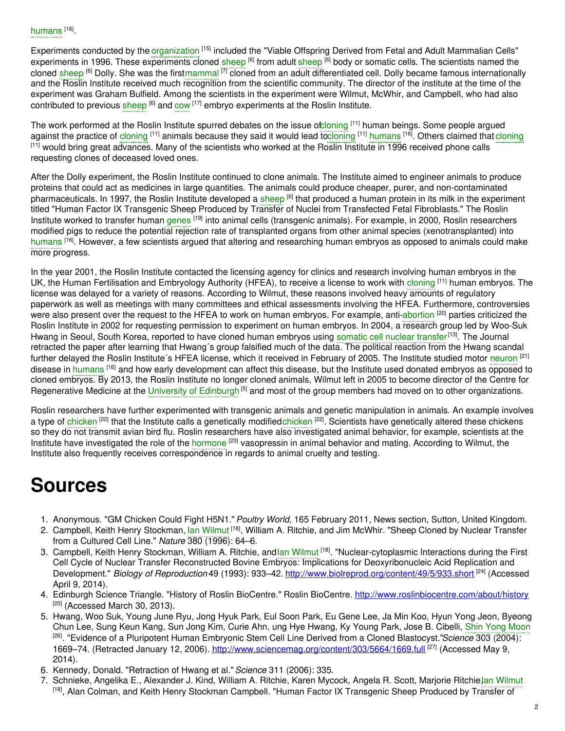humans [16].

Experiments conducted by the organization [15] included the "Viable Offspring Derived from Fetal and Adult Mammalian Cells" experiments in 1996. These experiments cloned sheep [6] from adult sheep [6] body or somatic cells. The scientists named the cloned sheep [6] Dolly. She was the first mammal [7] cloned from an adult differentiated cell. Dolly became famous internationally and the Roslin Institute received much recognition from the scientific community. The director of the institute at the time of the experiment was Graham Bulfield. Among the scientists in the experiment were Wilmut, McWhir, and Campbell, who had also contributed to previous sheep [6] and cow [17] embryo experiments at the Roslin Institute.

The work performed at the Roslin Institute spurred debates on the issue of cloning [11] human beings. Some people argued against the practice of cloning [11] animals because they said it would lead to cloning [11] humans [16]. Others claimed that cloning [11] would bring great advances. Many of the scientists who worked at the Roslin Institute in 1996 received phone calls requesting clones of deceased loved ones.

After the Dolly experiment, the Roslin Institute continued to clone animals. The Institute aimed to engineer animals to produce proteins that could act as medicines in large quantities. The animals could produce cheaper, purer, and non-contaminated pharmaceuticals. In 1997, the Roslin Institute developed a sheep [6] that produced a human protein in its milk in the experiment titled "Human Factor IX Transgenic Sheep Produced by Transfer of Nuclei from Transfected Fetal Fibroblasts." The Roslin Institute worked to transfer human genes [19] into animal cells (transgenic animals). For example, in 2000, Roslin researchers modified pigs to reduce the potential rejection rate of transplanted organs from other animal species (xenotransplanted) into humans [16]. However, a few scientists argued that altering and researching human embryos as opposed to animals could make more progress.

In the year 2001, the Roslin Institute contacted the licensing agency for clinics and research involving human embryos in the UK, the Human Fertilisation and Embryology Authority (HFEA), to receive a license to work with cloning [11] human embryos. The license was delayed for a variety of reasons. According to Wilmut, these reasons involved heavy amounts of regulatory paperwork as well as meetings with many committees and ethical assessments involving the HFEA. Furthermore, controversies were also present over the request to the HFEA to work on human embryos. For example, anti-abortion [20] parties criticized the Roslin Institute in 2002 for requesting permission to experiment on human embryos. In 2004, a research group led by Woo-Suk Hwang in Seoul, South Korea, reported to have cloned human embryos using somatic cell nuclear transfer [13]. The Journal retracted the paper after learning that Hwang´s group falsified much of the data. The political reaction from the Hwang scandal further delayed the Roslin Institute´s HFEA license, which it received in February of 2005. The Institute studied motor neuron [21] disease in humans [16] and how early development can affect this disease, but the Institute used donated embryos as opposed to cloned embryos. By 2013, the Roslin Institute no longer cloned animals, Wilmut left in 2005 to become director of the Centre for Regenerative Medicine at the University of Edinburgh [5] and most of the group members had moved on to other organizations.

Roslin researchers have further experimented with transgenic animals and genetic manipulation in animals. An example involves a type of chicken [22] that the Institute calls a genetically modified chicken [22]. Scientists have genetically altered these chickens so they do not transmit avian bird flu. Roslin researchers have also investigated animal behavior, for example, scientists at the Institute have investigated the role of the hormone [23] vasopressin in animal behavior and mating. According to Wilmut, the Institute also frequently receives correspondence in regards to animal cruelty and testing.

# Sources

1. Anonymous. "GM Chicken Could Fight H5N1." *Poultry World*, 165 February 2011, News section, Sutton, United Kingdom.
2. Campbell, Keith Henry Stockman, Ian Wilmut [18], William A. Ritchie, and Jim McWhir. "Sheep Cloned by Nuclear Transfer from a Cultured Cell Line." *Nature* 380 (1996): 64–6.
3. Campbell, Keith Henry Stockman, William A. Ritchie, and Ian Wilmut [18]. "Nuclear-cytoplasmic Interactions during the First Cell Cycle of Nuclear Transfer Reconstructed Bovine Embryos: Implications for Deoxyribonucleic Acid Replication and Development." *Biology of Reproduction* 49 (1993): 933–42. http://www.biolreprod.org/content/49/5/933.short [24] (Accessed April 9, 2014).
4. Edinburgh Science Triangle. "History of Roslin BioCentre." Roslin BioCentre. http://www.roslinbiocentre.com/about/history [25] (Accessed March 30, 2013).
5. Hwang, Woo Suk, Young June Ryu, Jong Hyuk Park, Eul Soon Park, Eu Gene Lee, Ja Min Koo, Hyun Yong Jeon, Byeong Chun Lee, Sung Keun Kang, Sun Jong Kim, Curie Ahn, ung Hye Hwang, Ky Young Park, Jose B. Cibelli, Shin Yong Moon [26]. "Evidence of a Pluripotent Human Embryonic Stem Cell Line Derived from a Cloned Blastocyst." *Science* 303 (2004): 1669–74. (Retracted January 12, 2006). http://www.sciencemag.org/content/303/5664/1669.full [27] (Accessed May 9, 2014).
6. Kennedy, Donald. "Retraction of Hwang et al." *Science* 311 (2006): 335.
7. Schnieke, Angelika E., Alexander J. Kind, William A. Ritchie, Karen Mycock, Angela R. Scott, Marjorie Ritchie, Ian Wilmut [18], Alan Colman, and Keith Henry Stockman Campbell. "Human Factor IX Transgenic Sheep Produced by Transfer of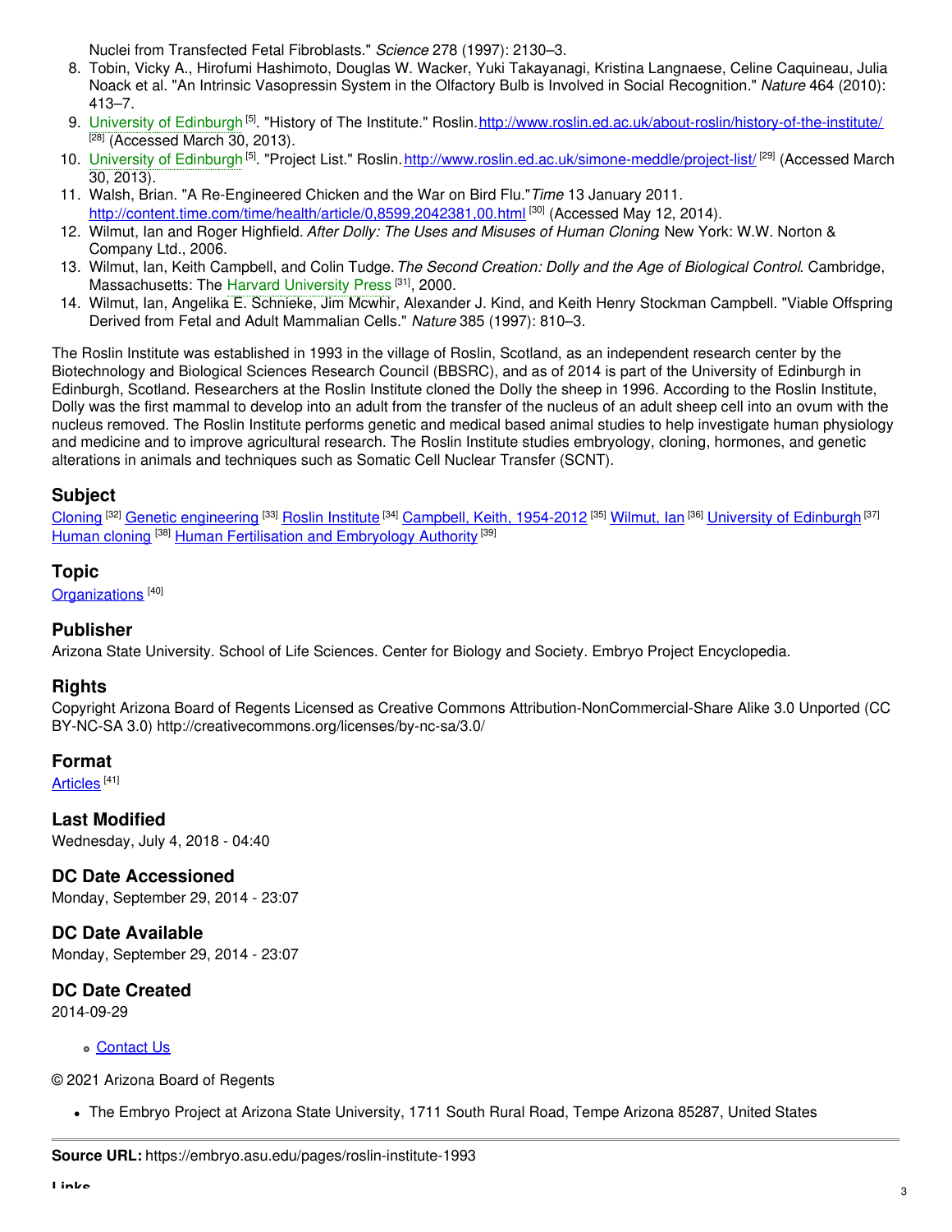Nuclei from Transfected Fetal Fibroblasts." *Science* 278 (1997): 2130–3.

8. Tobin, Vicky A., Hirofumi Hashimoto, Douglas W. Wacker, Yuki Takayanagi, Kristina Langnaese, Celine Caquineau, Julia Noack et al. "An Intrinsic Vasopressin System in the Olfactory Bulb is Involved in Social Recognition." *Nature* 464 (2010): 413–7.
9. University of Edinburgh [5]. "History of The Institute." Roslin. http://www.roslin.ed.ac.uk/about-roslin/history-of-the-institute/ [28] (Accessed March 30, 2013).
10. University of Edinburgh [5]. "Project List." Roslin. http://www.roslin.ed.ac.uk/simone-meddle/project-list/ [29] (Accessed March 30, 2013).
11. Walsh, Brian. "A Re-Engineered Chicken and the War on Bird Flu." *Time* 13 January 2011. http://content.time.com/time/health/article/0,8599,2042381,00.html [30] (Accessed May 12, 2014).
12. Wilmut, Ian and Roger Highfield. *After Dolly: The Uses and Misuses of Human Cloning*. New York: W.W. Norton & Company Ltd., 2006.
13. Wilmut, Ian, Keith Campbell, and Colin Tudge. *The Second Creation: Dolly and the Age of Biological Control*. Cambridge, Massachusetts: The Harvard University Press [31], 2000.
14. Wilmut, Ian, Angelika E. Schnieke, Jim Mcwhir, Alexander J. Kind, and Keith Henry Stockman Campbell. "Viable Offspring Derived from Fetal and Adult Mammalian Cells." *Nature* 385 (1997): 810–3.

The Roslin Institute was established in 1993 in the village of Roslin, Scotland, as an independent research center by the Biotechnology and Biological Sciences Research Council (BBSRC), and as of 2014 is part of the University of Edinburgh in Edinburgh, Scotland. Researchers at the Roslin Institute cloned the Dolly the sheep in 1996. According to the Roslin Institute, Dolly was the first mammal to develop into an adult from the transfer of the nucleus of an adult sheep cell into an ovum with the nucleus removed. The Roslin Institute performs genetic and medical based animal studies to help investigate human physiology and medicine and to improve agricultural research. The Roslin Institute studies embryology, cloning, hormones, and genetic alterations in animals and techniques such as Somatic Cell Nuclear Transfer (SCNT).

### Subject

Cloning [32] Genetic engineering [33] Roslin Institute [34] Campbell, Keith, 1954-2012 [35] Wilmut, Ian [36] University of Edinburgh [37] Human cloning [38] Human Fertilisation and Embryology Authority [39]

### Topic

Organizations [40]

### Publisher

Arizona State University. School of Life Sciences. Center for Biology and Society. Embryo Project Encyclopedia.

### Rights

Copyright Arizona Board of Regents Licensed as Creative Commons Attribution-NonCommercial-Share Alike 3.0 Unported (CC BY-NC-SA 3.0) http://creativecommons.org/licenses/by-nc-sa/3.0/

### Format

Articles [41]

### Last Modified

Wednesday, July 4, 2018 - 04:40

### DC Date Accessioned

Monday, September 29, 2014 - 23:07

### DC Date Available

Monday, September 29, 2014 - 23:07

### DC Date Created

2014-09-29

- Contact Us

© 2021 Arizona Board of Regents

- The Embryo Project at Arizona State University, 1711 South Rural Road, Tempe Arizona 85287, United States

---

**Source URL:** https://embryo.asu.edu/pages/roslin-institute-1993

**Links**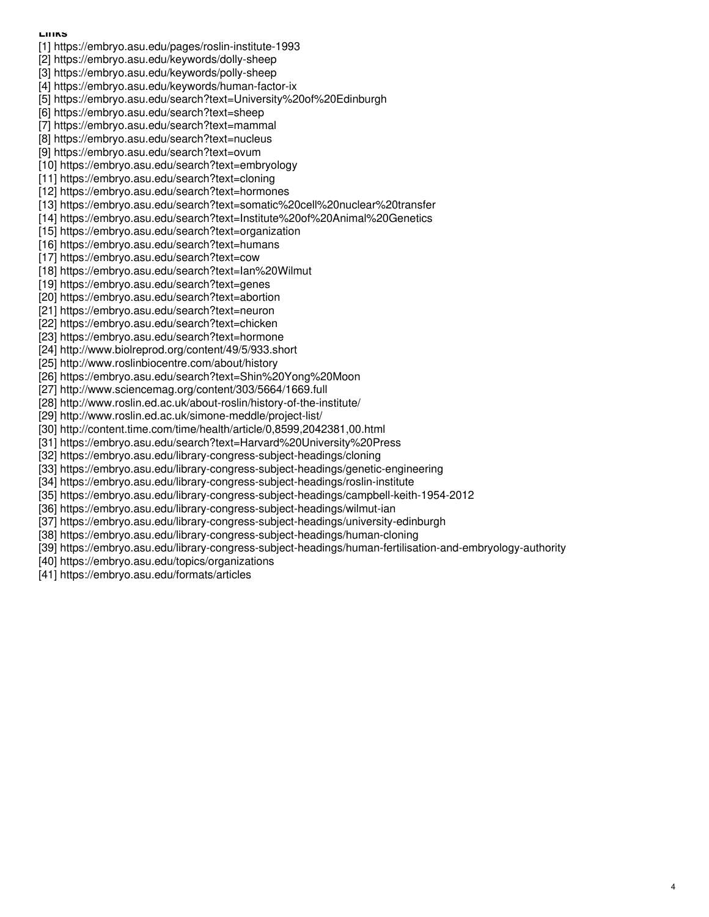**Links**

[1] https://embryo.asu.edu/pages/roslin-institute-1993
[2] https://embryo.asu.edu/keywords/dolly-sheep
[3] https://embryo.asu.edu/keywords/polly-sheep
[4] https://embryo.asu.edu/keywords/human-factor-ix
[5] https://embryo.asu.edu/search?text=University%20of%20Edinburgh
[6] https://embryo.asu.edu/search?text=sheep
[7] https://embryo.asu.edu/search?text=mammal
[8] https://embryo.asu.edu/search?text=nucleus
[9] https://embryo.asu.edu/search?text=ovum
[10] https://embryo.asu.edu/search?text=embryology
[11] https://embryo.asu.edu/search?text=cloning
[12] https://embryo.asu.edu/search?text=hormones
[13] https://embryo.asu.edu/search?text=somatic%20cell%20nuclear%20transfer
[14] https://embryo.asu.edu/search?text=Institute%20of%20Animal%20Genetics
[15] https://embryo.asu.edu/search?text=organization
[16] https://embryo.asu.edu/search?text=humans
[17] https://embryo.asu.edu/search?text=cow
[18] https://embryo.asu.edu/search?text=Ian%20Wilmut
[19] https://embryo.asu.edu/search?text=genes
[20] https://embryo.asu.edu/search?text=abortion
[21] https://embryo.asu.edu/search?text=neuron
[22] https://embryo.asu.edu/search?text=chicken
[23] https://embryo.asu.edu/search?text=hormone
[24] http://www.biolreprod.org/content/49/5/933.short
[25] http://www.roslinbiocentre.com/about/history
[26] https://embryo.asu.edu/search?text=Shin%20Yong%20Moon
[27] http://www.sciencemag.org/content/303/5664/1669.full
[28] http://www.roslin.ed.ac.uk/about-roslin/history-of-the-institute/
[29] http://www.roslin.ed.ac.uk/simone-meddle/project-list/
[30] http://content.time.com/time/health/article/0,8599,2042381,00.html
[31] https://embryo.asu.edu/search?text=Harvard%20University%20Press
[32] https://embryo.asu.edu/library-congress-subject-headings/cloning
[33] https://embryo.asu.edu/library-congress-subject-headings/genetic-engineering
[34] https://embryo.asu.edu/library-congress-subject-headings/roslin-institute
[35] https://embryo.asu.edu/library-congress-subject-headings/campbell-keith-1954-2012
[36] https://embryo.asu.edu/library-congress-subject-headings/wilmut-ian
[37] https://embryo.asu.edu/library-congress-subject-headings/university-edinburgh
[38] https://embryo.asu.edu/library-congress-subject-headings/human-cloning
[39] https://embryo.asu.edu/library-congress-subject-headings/human-fertilisation-and-embryology-authority
[40] https://embryo.asu.edu/topics/organizations
[41] https://embryo.asu.edu/formats/articles